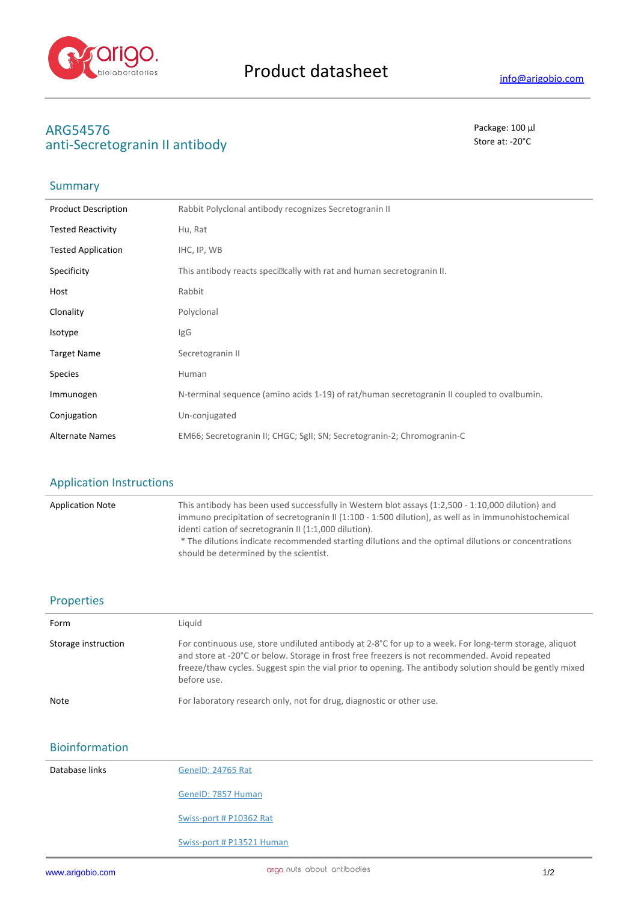Product datasheet

info@arigobio.com

# ARG54576
# anti-Secretogranin II antibody

Package: 100 μl
Store at: -20°C

## Summary

| | |
|---|---|
| Product Description | Rabbit Polyclonal antibody recognizes Secretogranin II |
| Tested Reactivity | Hu, Rat |
| Tested Application | IHC, IP, WB |
| Specificity | This antibody reacts speci�cally with rat and human secretogranin II. |
| Host | Rabbit |
| Clonality | Polyclonal |
| Isotype | IgG |
| Target Name | Secretogranin II |
| Species | Human |
| Immunogen | N-terminal sequence (amino acids 1-19) of rat/human secretogranin II coupled to ovalbumin. |
| Conjugation | Un-conjugated |
| Alternate Names | EM66; Secretogranin II; CHGC; SgII; SN; Secretogranin-2; Chromogranin-C |

## Application Instructions

| | |
|---|---|
| Application Note | This antibody has been used successfully in Western blot assays (1:2,500 - 1:10,000 dilution) and immuno precipitation of secretogranin II (1:100 - 1:500 dilution), as well as in immunohistochemical identi cation of secretogranin II (1:1,000 dilution).<br>* The dilutions indicate recommended starting dilutions and the optimal dilutions or concentrations should be determined by the scientist. |

## Properties

| | |
|---|---|
| Form | Liquid |
| Storage instruction | For continuous use, store undiluted antibody at 2-8°C for up to a week. For long-term storage, aliquot and store at -20°C or below. Storage in frost free freezers is not recommended. Avoid repeated freeze/thaw cycles. Suggest spin the vial prior to opening. The antibody solution should be gently mixed before use. |
| Note | For laboratory research only, not for drug, diagnostic or other use. |

## Bioinformation

| | |
|---|---|
| Database links | GeneID: 24765 Rat<br>GeneID: 7857 Human<br>Swiss-port # P10362 Rat<br>Swiss-port # P13521 Human |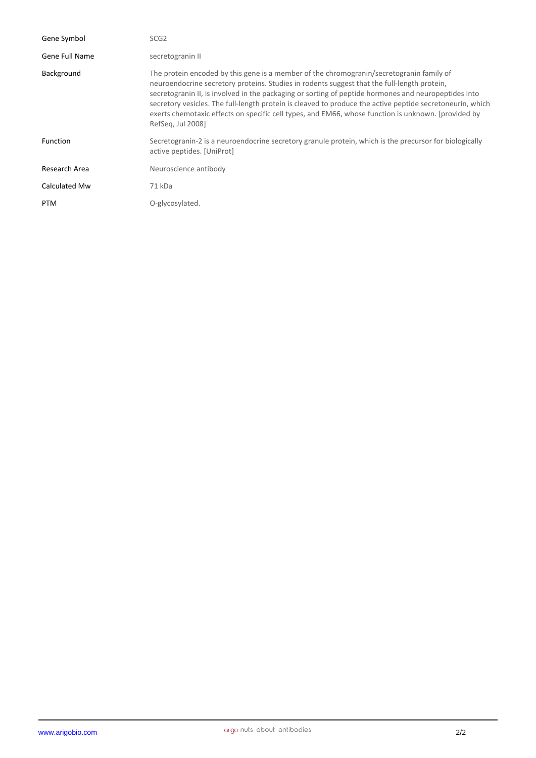| | |
|---|---|
| Gene Symbol | SCG2 |
| Gene Full Name | secretogranin II |
| Background | The protein encoded by this gene is a member of the chromogranin/secretogranin family of neuroendocrine secretory proteins. Studies in rodents suggest that the full-length protein, secretogranin II, is involved in the packaging or sorting of peptide hormones and neuropeptides into secretory vesicles. The full-length protein is cleaved to produce the active peptide secretoneurin, which exerts chemotaxic effects on specific cell types, and EM66, whose function is unknown. [provided by RefSeq, Jul 2008] |
| Function | Secretogranin-2 is a neuroendocrine secretory granule protein, which is the precursor for biologically active peptides. [UniProt] |
| Research Area | Neuroscience antibody |
| Calculated Mw | 71 kDa |
| PTM | O-glycosylated. |